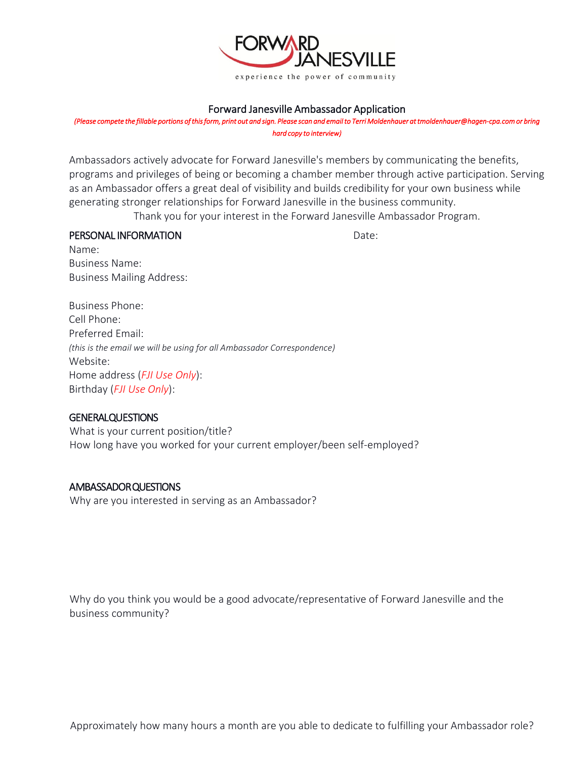FORWARD JANESVILLE
experience the power of community

## Forward Janesville Ambassador Application

*(Please compete the fillable portions of this form, print out and sign. Please scan and email to Terri Moldenhauer at tmoldenhauer@hagen-cpa.com or bring hard copy to interview)*

Ambassadors actively advocate for Forward Janesville's members by communicating the benefits, programs and privileges of being or becoming a chamber member through active participation. Serving as an Ambassador offers a great deal of visibility and builds credibility for your own business while generating stronger relationships for Forward Janesville in the business community.

Thank you for your interest in the Forward Janesville Ambassador Program.

### PERSONAL INFORMATION

Date:

Name:
Business Name:
Business Mailing Address:

Business Phone:
Cell Phone:
Preferred Email:
*(this is the email we will be using for all Ambassador Correspondence)*
Website:
Home address (*FJI Use Only*):
Birthday (*FJI Use Only*):

### GENERALQUESTIONS

What is your current position/title?
How long have you worked for your current employer/been self-employed?

### AMBASSADORQUESTIONS

Why are you interested in serving as an Ambassador?

Why do you think you would be a good advocate/representative of Forward Janesville and the business community?

Approximately how many hours a month are you able to dedicate to fulfilling your Ambassador role?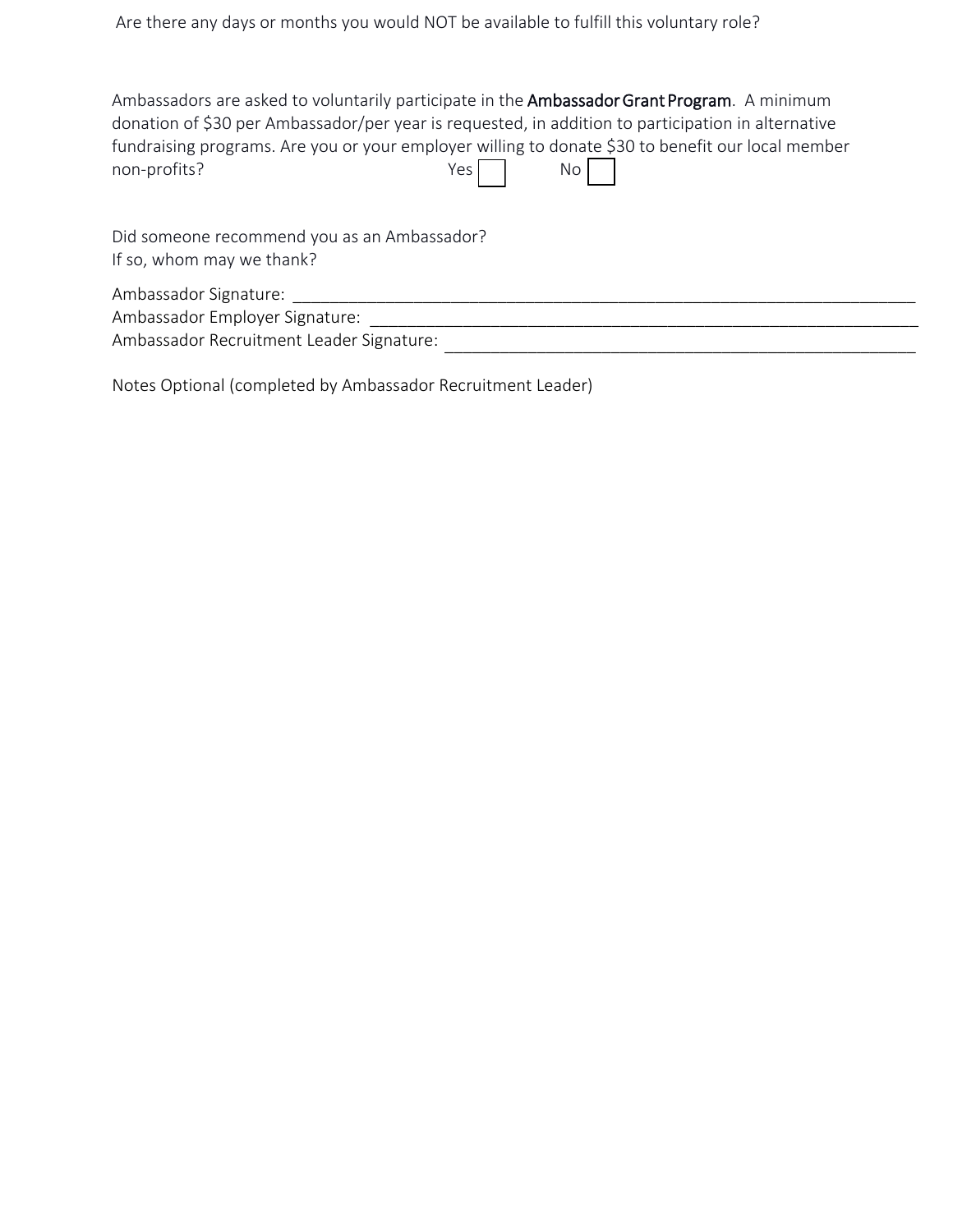Are there any days or months you would NOT be available to fulfill this voluntary role?

Ambassadors are asked to voluntarily participate in the **Ambassador Grant Program**. A minimum donation of $30 per Ambassador/per year is requested, in addition to participation in alternative fundraising programs. Are you or your employer willing to donate $30 to benefit our local member non-profits? Yes ☐ No ☐

Did someone recommend you as an Ambassador?
If so, whom may we thank?

Ambassador Signature: ______________________________________________________________________

Ambassador Employer Signature: ______________________________________________________________

Ambassador Recruitment Leader Signature: _____________________________________________________

Notes Optional (completed by Ambassador Recruitment Leader)